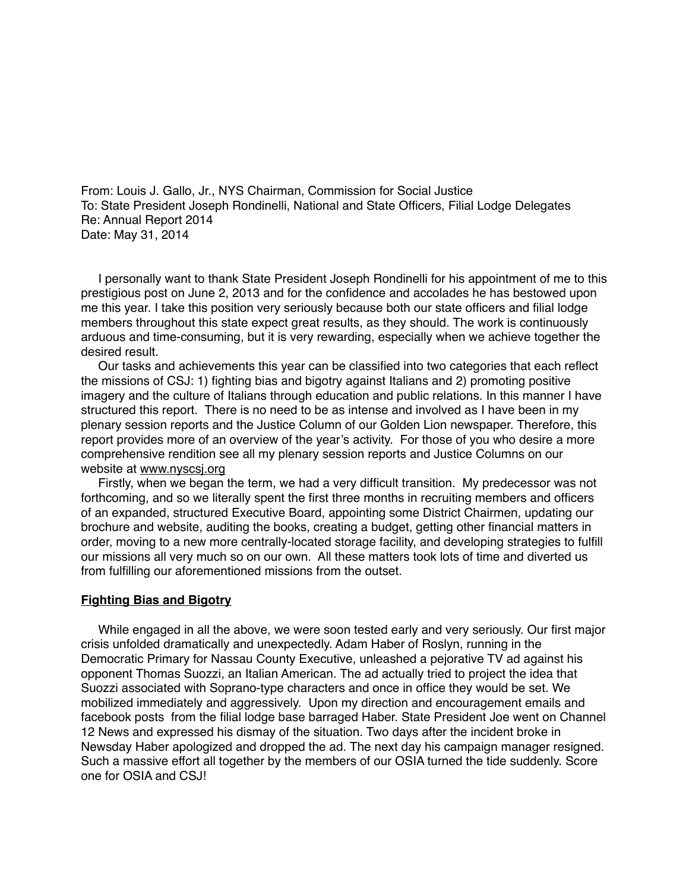From: Louis J. Gallo, Jr., NYS Chairman, Commission for Social Justice
To: State President Joseph Rondinelli, National and State Officers, Filial Lodge Delegates
Re: Annual Report 2014
Date: May 31, 2014

I personally want to thank State President Joseph Rondinelli for his appointment of me to this prestigious post on June 2, 2013 and for the confidence and accolades he has bestowed upon me this year. I take this position very seriously because both our state officers and filial lodge members throughout this state expect great results, as they should. The work is continuously arduous and time-consuming, but it is very rewarding, especially when we achieve together the desired result.

Our tasks and achievements this year can be classified into two categories that each reflect the missions of CSJ: 1) fighting bias and bigotry against Italians and 2) promoting positive imagery and the culture of Italians through education and public relations. In this manner I have structured this report. There is no need to be as intense and involved as I have been in my plenary session reports and the Justice Column of our Golden Lion newspaper. Therefore, this report provides more of an overview of the year's activity. For those of you who desire a more comprehensive rendition see all my plenary session reports and Justice Columns on our website at www.nyscsj.org

Firstly, when we began the term, we had a very difficult transition. My predecessor was not forthcoming, and so we literally spent the first three months in recruiting members and officers of an expanded, structured Executive Board, appointing some District Chairmen, updating our brochure and website, auditing the books, creating a budget, getting other financial matters in order, moving to a new more centrally-located storage facility, and developing strategies to fulfill our missions all very much so on our own. All these matters took lots of time and diverted us from fulfilling our aforementioned missions from the outset.

## Fighting Bias and Bigotry

While engaged in all the above, we were soon tested early and very seriously. Our first major crisis unfolded dramatically and unexpectedly. Adam Haber of Roslyn, running in the Democratic Primary for Nassau County Executive, unleashed a pejorative TV ad against his opponent Thomas Suozzi, an Italian American. The ad actually tried to project the idea that Suozzi associated with Soprano-type characters and once in office they would be set. We mobilized immediately and aggressively. Upon my direction and encouragement emails and facebook posts from the filial lodge base barraged Haber. State President Joe went on Channel 12 News and expressed his dismay of the situation. Two days after the incident broke in Newsday Haber apologized and dropped the ad. The next day his campaign manager resigned. Such a massive effort all together by the members of our OSIA turned the tide suddenly. Score one for OSIA and CSJ!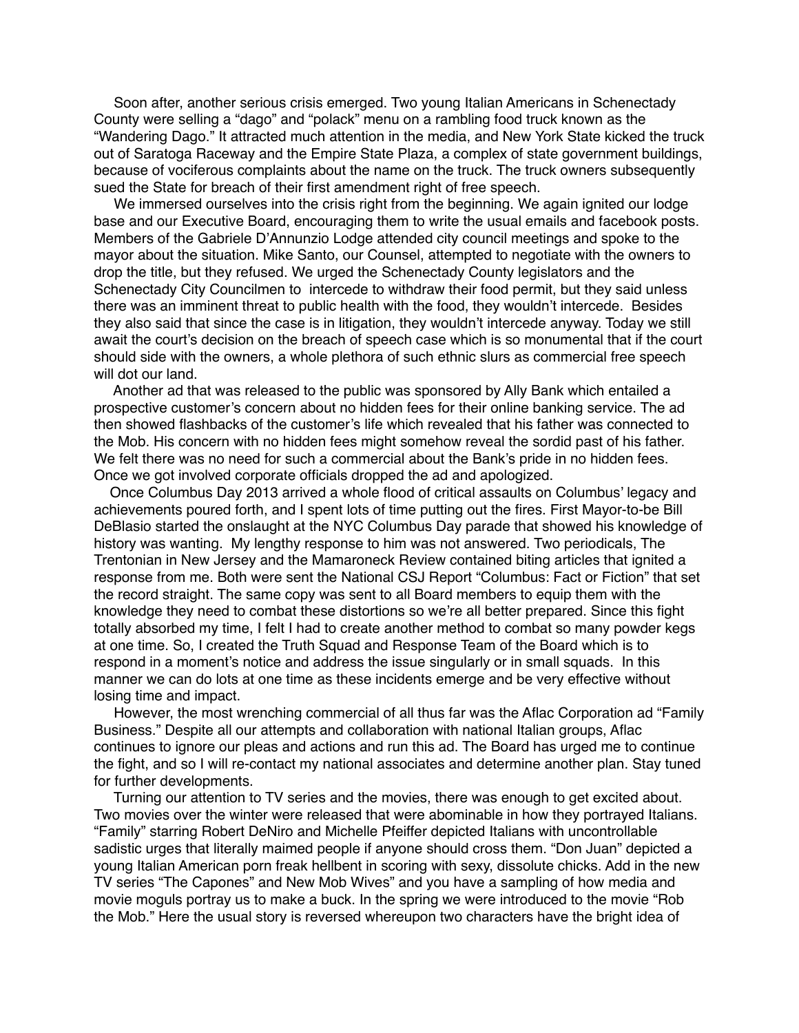Soon after, another serious crisis emerged. Two young Italian Americans in Schenectady County were selling a "dago" and "polack" menu on a rambling food truck known as the "Wandering Dago." It attracted much attention in the media, and New York State kicked the truck out of Saratoga Raceway and the Empire State Plaza, a complex of state government buildings, because of vociferous complaints about the name on the truck. The truck owners subsequently sued the State for breach of their first amendment right of free speech.

We immersed ourselves into the crisis right from the beginning. We again ignited our lodge base and our Executive Board, encouraging them to write the usual emails and facebook posts. Members of the Gabriele D'Annunzio Lodge attended city council meetings and spoke to the mayor about the situation. Mike Santo, our Counsel, attempted to negotiate with the owners to drop the title, but they refused. We urged the Schenectady County legislators and the Schenectady City Councilmen to intercede to withdraw their food permit, but they said unless there was an imminent threat to public health with the food, they wouldn't intercede. Besides they also said that since the case is in litigation, they wouldn't intercede anyway. Today we still await the court's decision on the breach of speech case which is so monumental that if the court should side with the owners, a whole plethora of such ethnic slurs as commercial free speech will dot our land.

Another ad that was released to the public was sponsored by Ally Bank which entailed a prospective customer's concern about no hidden fees for their online banking service. The ad then showed flashbacks of the customer's life which revealed that his father was connected to the Mob. His concern with no hidden fees might somehow reveal the sordid past of his father. We felt there was no need for such a commercial about the Bank's pride in no hidden fees. Once we got involved corporate officials dropped the ad and apologized.

Once Columbus Day 2013 arrived a whole flood of critical assaults on Columbus' legacy and achievements poured forth, and I spent lots of time putting out the fires. First Mayor-to-be Bill DeBlasio started the onslaught at the NYC Columbus Day parade that showed his knowledge of history was wanting. My lengthy response to him was not answered. Two periodicals, The Trentonian in New Jersey and the Mamaroneck Review contained biting articles that ignited a response from me. Both were sent the National CSJ Report "Columbus: Fact or Fiction" that set the record straight. The same copy was sent to all Board members to equip them with the knowledge they need to combat these distortions so we're all better prepared. Since this fight totally absorbed my time, I felt I had to create another method to combat so many powder kegs at one time. So, I created the Truth Squad and Response Team of the Board which is to respond in a moment's notice and address the issue singularly or in small squads. In this manner we can do lots at one time as these incidents emerge and be very effective without losing time and impact.

However, the most wrenching commercial of all thus far was the Aflac Corporation ad "Family Business." Despite all our attempts and collaboration with national Italian groups, Aflac continues to ignore our pleas and actions and run this ad. The Board has urged me to continue the fight, and so I will re-contact my national associates and determine another plan. Stay tuned for further developments.

Turning our attention to TV series and the movies, there was enough to get excited about. Two movies over the winter were released that were abominable in how they portrayed Italians. "Family" starring Robert DeNiro and Michelle Pfeiffer depicted Italians with uncontrollable sadistic urges that literally maimed people if anyone should cross them. "Don Juan" depicted a young Italian American porn freak hellbent in scoring with sexy, dissolute chicks. Add in the new TV series "The Capones" and New Mob Wives" and you have a sampling of how media and movie moguls portray us to make a buck. In the spring we were introduced to the movie "Rob the Mob." Here the usual story is reversed whereupon two characters have the bright idea of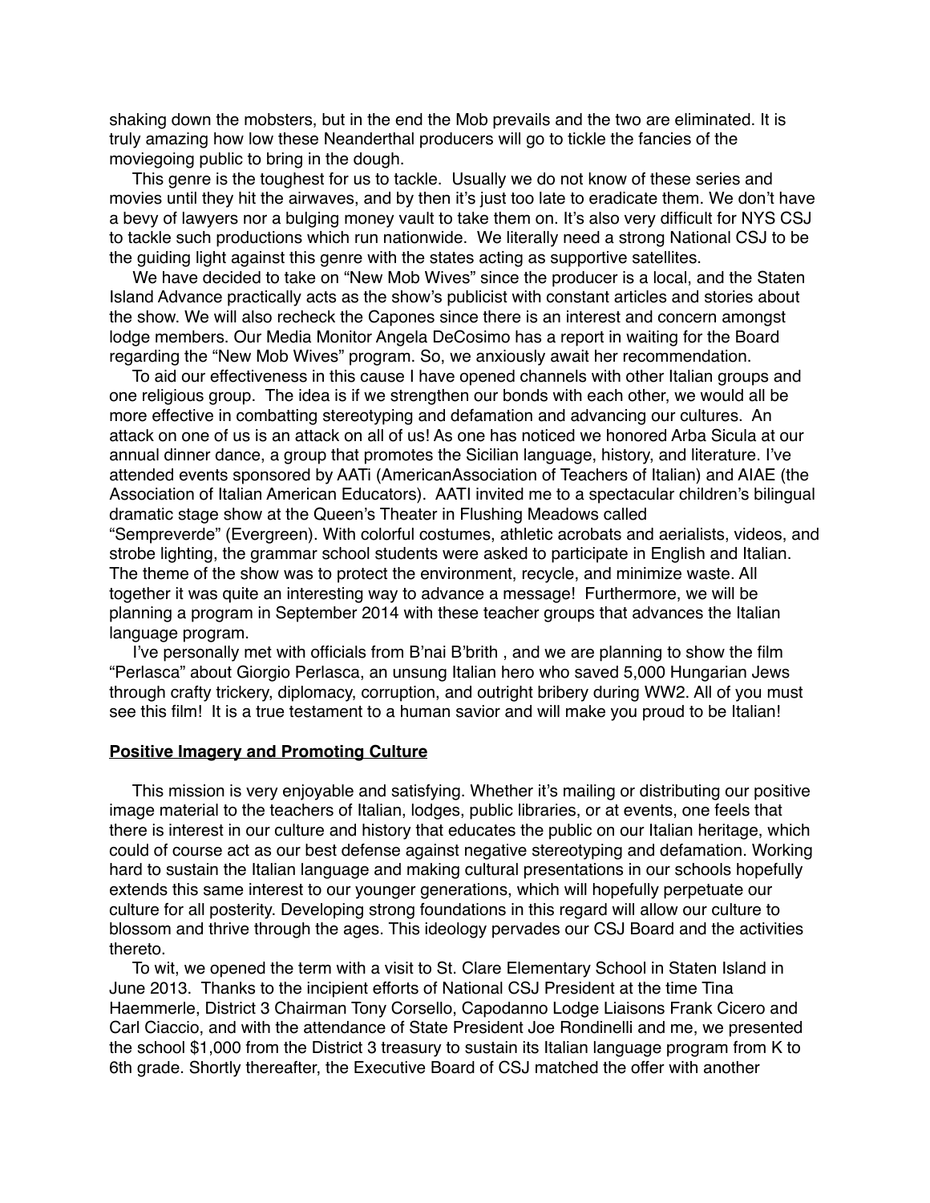shaking down the mobsters, but in the end the Mob prevails and the two are eliminated. It is truly amazing how low these Neanderthal producers will go to tickle the fancies of the moviegoing public to bring in the dough.

This genre is the toughest for us to tackle. Usually we do not know of these series and movies until they hit the airwaves, and by then it's just too late to eradicate them. We don't have a bevy of lawyers nor a bulging money vault to take them on. It's also very difficult for NYS CSJ to tackle such productions which run nationwide. We literally need a strong National CSJ to be the guiding light against this genre with the states acting as supportive satellites.

We have decided to take on "New Mob Wives" since the producer is a local, and the Staten Island Advance practically acts as the show's publicist with constant articles and stories about the show. We will also recheck the Capones since there is an interest and concern amongst lodge members. Our Media Monitor Angela DeCosimo has a report in waiting for the Board regarding the "New Mob Wives" program. So, we anxiously await her recommendation.

To aid our effectiveness in this cause I have opened channels with other Italian groups and one religious group. The idea is if we strengthen our bonds with each other, we would all be more effective in combatting stereotyping and defamation and advancing our cultures. An attack on one of us is an attack on all of us! As one has noticed we honored Arba Sicula at our annual dinner dance, a group that promotes the Sicilian language, history, and literature. I've attended events sponsored by AATi (AmericanAssociation of Teachers of Italian) and AIAE (the Association of Italian American Educators). AATI invited me to a spectacular children's bilingual dramatic stage show at the Queen's Theater in Flushing Meadows called "Sempreverde" (Evergreen). With colorful costumes, athletic acrobats and aerialists, videos, and strobe lighting, the grammar school students were asked to participate in English and Italian. The theme of the show was to protect the environment, recycle, and minimize waste. All together it was quite an interesting way to advance a message! Furthermore, we will be planning a program in September 2014 with these teacher groups that advances the Italian language program.

I've personally met with officials from B'nai B'brith , and we are planning to show the film "Perlasca" about Giorgio Perlasca, an unsung Italian hero who saved 5,000 Hungarian Jews through crafty trickery, diplomacy, corruption, and outright bribery during WW2. All of you must see this film! It is a true testament to a human savior and will make you proud to be Italian!

## Positive Imagery and Promoting Culture

This mission is very enjoyable and satisfying. Whether it's mailing or distributing our positive image material to the teachers of Italian, lodges, public libraries, or at events, one feels that there is interest in our culture and history that educates the public on our Italian heritage, which could of course act as our best defense against negative stereotyping and defamation. Working hard to sustain the Italian language and making cultural presentations in our schools hopefully extends this same interest to our younger generations, which will hopefully perpetuate our culture for all posterity. Developing strong foundations in this regard will allow our culture to blossom and thrive through the ages. This ideology pervades our CSJ Board and the activities thereto.

To wit, we opened the term with a visit to St. Clare Elementary School in Staten Island in June 2013. Thanks to the incipient efforts of National CSJ President at the time Tina Haemmerle, District 3 Chairman Tony Corsello, Capodanno Lodge Liaisons Frank Cicero and Carl Ciaccio, and with the attendance of State President Joe Rondinelli and me, we presented the school $1,000 from the District 3 treasury to sustain its Italian language program from K to 6th grade. Shortly thereafter, the Executive Board of CSJ matched the offer with another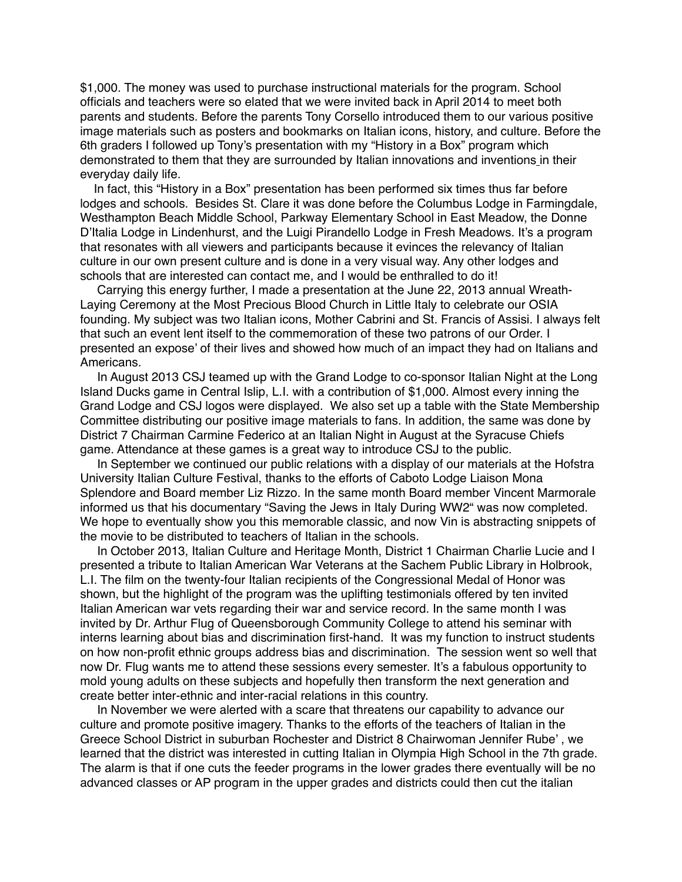$1,000. The money was used to purchase instructional materials for the program. School officials and teachers were so elated that we were invited back in April 2014 to meet both parents and students. Before the parents Tony Corsello introduced them to our various positive image materials such as posters and bookmarks on Italian icons, history, and culture. Before the 6th graders I followed up Tony's presentation with my "History in a Box" program which demonstrated to them that they are surrounded by Italian innovations and inventions in their everyday daily life.

In fact, this "History in a Box" presentation has been performed six times thus far before lodges and schools. Besides St. Clare it was done before the Columbus Lodge in Farmingdale, Westhampton Beach Middle School, Parkway Elementary School in East Meadow, the Donne D'Italia Lodge in Lindenhurst, and the Luigi Pirandello Lodge in Fresh Meadows. It's a program that resonates with all viewers and participants because it evinces the relevancy of Italian culture in our own present culture and is done in a very visual way. Any other lodges and schools that are interested can contact me, and I would be enthralled to do it!

Carrying this energy further, I made a presentation at the June 22, 2013 annual Wreath-Laying Ceremony at the Most Precious Blood Church in Little Italy to celebrate our OSIA founding. My subject was two Italian icons, Mother Cabrini and St. Francis of Assisi. I always felt that such an event lent itself to the commemoration of these two patrons of our Order. I presented an expose' of their lives and showed how much of an impact they had on Italians and Americans.

In August 2013 CSJ teamed up with the Grand Lodge to co-sponsor Italian Night at the Long Island Ducks game in Central Islip, L.I. with a contribution of $1,000. Almost every inning the Grand Lodge and CSJ logos were displayed. We also set up a table with the State Membership Committee distributing our positive image materials to fans. In addition, the same was done by District 7 Chairman Carmine Federico at an Italian Night in August at the Syracuse Chiefs game. Attendance at these games is a great way to introduce CSJ to the public.

In September we continued our public relations with a display of our materials at the Hofstra University Italian Culture Festival, thanks to the efforts of Caboto Lodge Liaison Mona Splendore and Board member Liz Rizzo. In the same month Board member Vincent Marmorale informed us that his documentary "Saving the Jews in Italy During WW2" was now completed. We hope to eventually show you this memorable classic, and now Vin is abstracting snippets of the movie to be distributed to teachers of Italian in the schools.

In October 2013, Italian Culture and Heritage Month, District 1 Chairman Charlie Lucie and I presented a tribute to Italian American War Veterans at the Sachem Public Library in Holbrook, L.I. The film on the twenty-four Italian recipients of the Congressional Medal of Honor was shown, but the highlight of the program was the uplifting testimonials offered by ten invited Italian American war vets regarding their war and service record. In the same month I was invited by Dr. Arthur Flug of Queensborough Community College to attend his seminar with interns learning about bias and discrimination first-hand. It was my function to instruct students on how non-profit ethnic groups address bias and discrimination. The session went so well that now Dr. Flug wants me to attend these sessions every semester. It's a fabulous opportunity to mold young adults on these subjects and hopefully then transform the next generation and create better inter-ethnic and inter-racial relations in this country.

In November we were alerted with a scare that threatens our capability to advance our culture and promote positive imagery. Thanks to the efforts of the teachers of Italian in the Greece School District in suburban Rochester and District 8 Chairwoman Jennifer Rube' , we learned that the district was interested in cutting Italian in Olympia High School in the 7th grade. The alarm is that if one cuts the feeder programs in the lower grades there eventually will be no advanced classes or AP program in the upper grades and districts could then cut the italian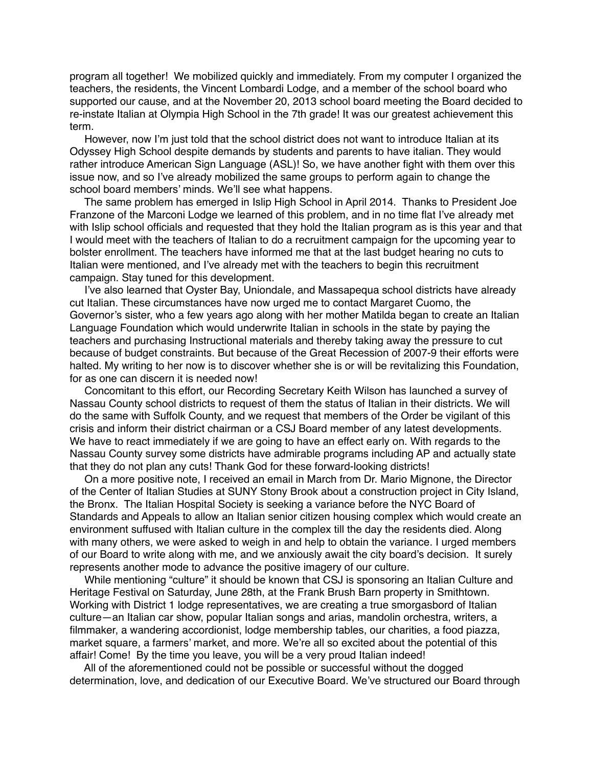program all together! We mobilized quickly and immediately. From my computer I organized the teachers, the residents, the Vincent Lombardi Lodge, and a member of the school board who supported our cause, and at the November 20, 2013 school board meeting the Board decided to re-instate Italian at Olympia High School in the 7th grade! It was our greatest achievement this term.

However, now I'm just told that the school district does not want to introduce Italian at its Odyssey High School despite demands by students and parents to have italian. They would rather introduce American Sign Language (ASL)! So, we have another fight with them over this issue now, and so I've already mobilized the same groups to perform again to change the school board members' minds. We'll see what happens.

The same problem has emerged in Islip High School in April 2014. Thanks to President Joe Franzone of the Marconi Lodge we learned of this problem, and in no time flat I've already met with Islip school officials and requested that they hold the Italian program as is this year and that I would meet with the teachers of Italian to do a recruitment campaign for the upcoming year to bolster enrollment. The teachers have informed me that at the last budget hearing no cuts to Italian were mentioned, and I've already met with the teachers to begin this recruitment campaign. Stay tuned for this development.

I've also learned that Oyster Bay, Uniondale, and Massapequa school districts have already cut Italian. These circumstances have now urged me to contact Margaret Cuomo, the Governor's sister, who a few years ago along with her mother Matilda began to create an Italian Language Foundation which would underwrite Italian in schools in the state by paying the teachers and purchasing Instructional materials and thereby taking away the pressure to cut because of budget constraints. But because of the Great Recession of 2007-9 their efforts were halted. My writing to her now is to discover whether she is or will be revitalizing this Foundation, for as one can discern it is needed now!

Concomitant to this effort, our Recording Secretary Keith Wilson has launched a survey of Nassau County school districts to request of them the status of Italian in their districts. We will do the same with Suffolk County, and we request that members of the Order be vigilant of this crisis and inform their district chairman or a CSJ Board member of any latest developments. We have to react immediately if we are going to have an effect early on. With regards to the Nassau County survey some districts have admirable programs including AP and actually state that they do not plan any cuts! Thank God for these forward-looking districts!

On a more positive note, I received an email in March from Dr. Mario Mignone, the Director of the Center of Italian Studies at SUNY Stony Brook about a construction project in City Island, the Bronx. The Italian Hospital Society is seeking a variance before the NYC Board of Standards and Appeals to allow an Italian senior citizen housing complex which would create an environment suffused with Italian culture in the complex till the day the residents died. Along with many others, we were asked to weigh in and help to obtain the variance. I urged members of our Board to write along with me, and we anxiously await the city board's decision. It surely represents another mode to advance the positive imagery of our culture.

While mentioning "culture" it should be known that CSJ is sponsoring an Italian Culture and Heritage Festival on Saturday, June 28th, at the Frank Brush Barn property in Smithtown. Working with District 1 lodge representatives, we are creating a true smorgasbord of Italian culture—an Italian car show, popular Italian songs and arias, mandolin orchestra, writers, a filmmaker, a wandering accordionist, lodge membership tables, our charities, a food piazza, market square, a farmers' market, and more. We're all so excited about the potential of this affair! Come! By the time you leave, you will be a very proud Italian indeed!

All of the aforementioned could not be possible or successful without the dogged determination, love, and dedication of our Executive Board. We've structured our Board through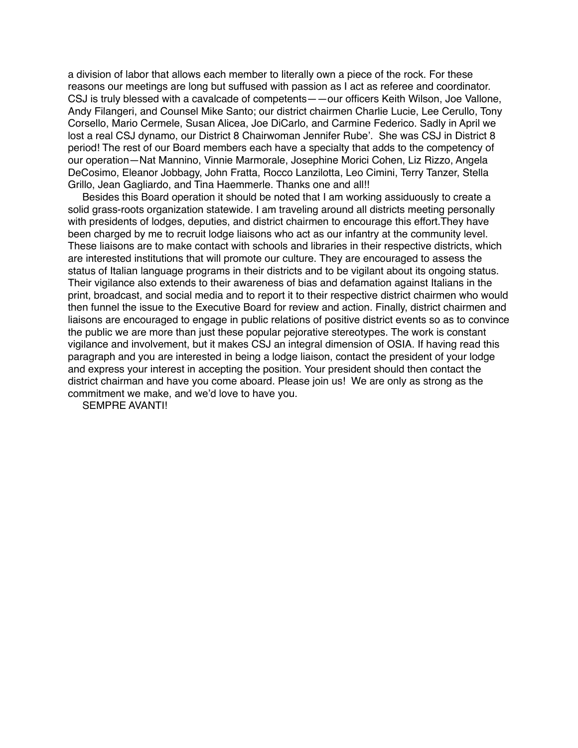a division of labor that allows each member to literally own a piece of the rock. For these reasons our meetings are long but suffused with passion as I act as referee and coordinator. CSJ is truly blessed with a cavalcade of competents——our officers Keith Wilson, Joe Vallone, Andy Filangeri, and Counsel Mike Santo; our district chairmen Charlie Lucie, Lee Cerullo, Tony Corsello, Mario Cermele, Susan Alicea, Joe DiCarlo, and Carmine Federico. Sadly in April we lost a real CSJ dynamo, our District 8 Chairwoman Jennifer Rube'. She was CSJ in District 8 period! The rest of our Board members each have a specialty that adds to the competency of our operation—Nat Mannino, Vinnie Marmorale, Josephine Morici Cohen, Liz Rizzo, Angela DeCosimo, Eleanor Jobbagy, John Fratta, Rocco Lanzilotta, Leo Cimini, Terry Tanzer, Stella Grillo, Jean Gagliardo, and Tina Haemmerle. Thanks one and all!!

Besides this Board operation it should be noted that I am working assiduously to create a solid grass-roots organization statewide. I am traveling around all districts meeting personally with presidents of lodges, deputies, and district chairmen to encourage this effort.They have been charged by me to recruit lodge liaisons who act as our infantry at the community level. These liaisons are to make contact with schools and libraries in their respective districts, which are interested institutions that will promote our culture. They are encouraged to assess the status of Italian language programs in their districts and to be vigilant about its ongoing status. Their vigilance also extends to their awareness of bias and defamation against Italians in the print, broadcast, and social media and to report it to their respective district chairmen who would then funnel the issue to the Executive Board for review and action. Finally, district chairmen and liaisons are encouraged to engage in public relations of positive district events so as to convince the public we are more than just these popular pejorative stereotypes. The work is constant vigilance and involvement, but it makes CSJ an integral dimension of OSIA. If having read this paragraph and you are interested in being a lodge liaison, contact the president of your lodge and express your interest in accepting the position. Your president should then contact the district chairman and have you come aboard. Please join us! We are only as strong as the commitment we make, and we'd love to have you.

SEMPRE AVANTI!